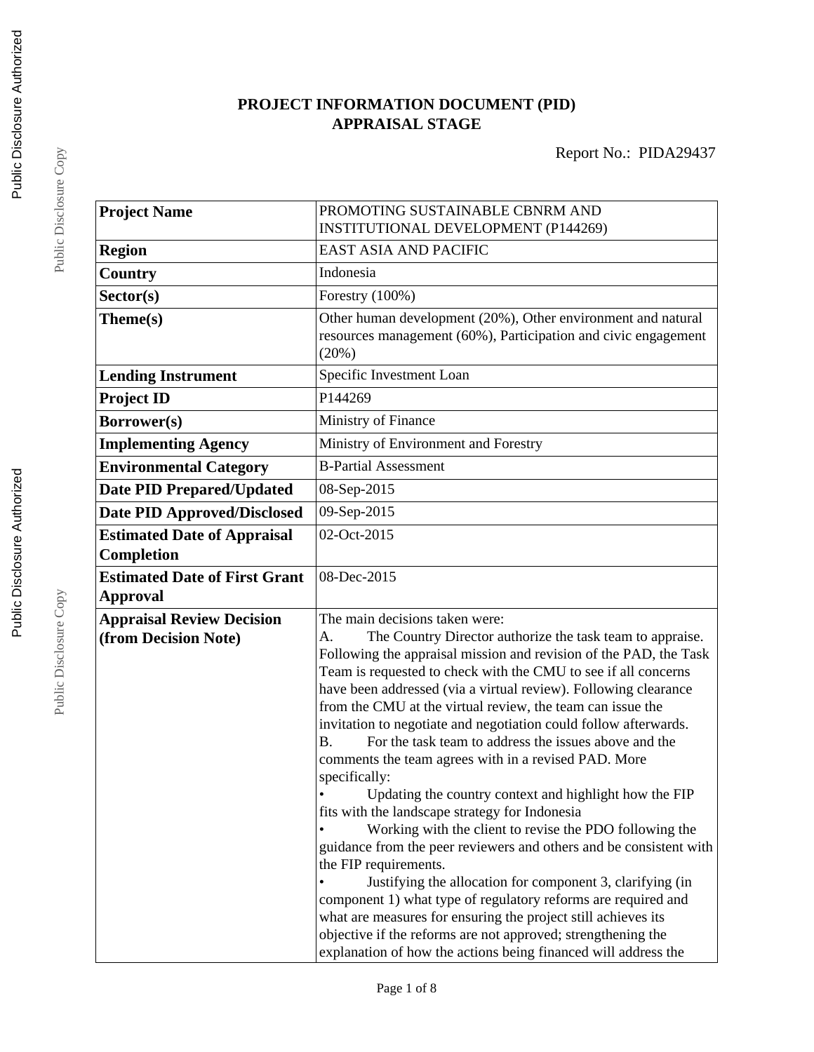# PROJECT INFORMATION DOCUMENT (PID)
## APPRAISAL STAGE

Report No.: PIDA29437

| Project Name | PROMOTING SUSTAINABLE CBNRM AND INSTITUTIONAL DEVELOPMENT (P144269) |
|---|---|
| Region | EAST ASIA AND PACIFIC |
| Country | Indonesia |
| Sector(s) | Forestry (100%) |
| Theme(s) | Other human development (20%), Other environment and natural resources management (60%), Participation and civic engagement (20%) |
| Lending Instrument | Specific Investment Loan |
| Project ID | P144269 |
| Borrower(s) | Ministry of Finance |
| Implementing Agency | Ministry of Environment and Forestry |
| Environmental Category | B-Partial Assessment |
| Date PID Prepared/Updated | 08-Sep-2015 |
| Date PID Approved/Disclosed | 09-Sep-2015 |
| Estimated Date of Appraisal Completion | 02-Oct-2015 |
| Estimated Date of First Grant Approval | 08-Dec-2015 |
| Appraisal Review Decision (from Decision Note) | The main decisions taken were:<br>A. The Country Director authorize the task team to appraise. Following the appraisal mission and revision of the PAD, the Task Team is requested to check with the CMU to see if all concerns have been addressed (via a virtual review). Following clearance from the CMU at the virtual review, the team can issue the invitation to negotiate and negotiation could follow afterwards.<br>B. For the task team to address the issues above and the comments the team agrees with in a revised PAD. More specifically:<br>• Updating the country context and highlight how the FIP fits with the landscape strategy for Indonesia<br>• Working with the client to revise the PDO following the guidance from the peer reviewers and others and be consistent with the FIP requirements.<br>• Justifying the allocation for component 3, clarifying (in component 1) what type of regulatory reforms are required and what are measures for ensuring the project still achieves its objective if the reforms are not approved; strengthening the explanation of how the actions being financed will address the |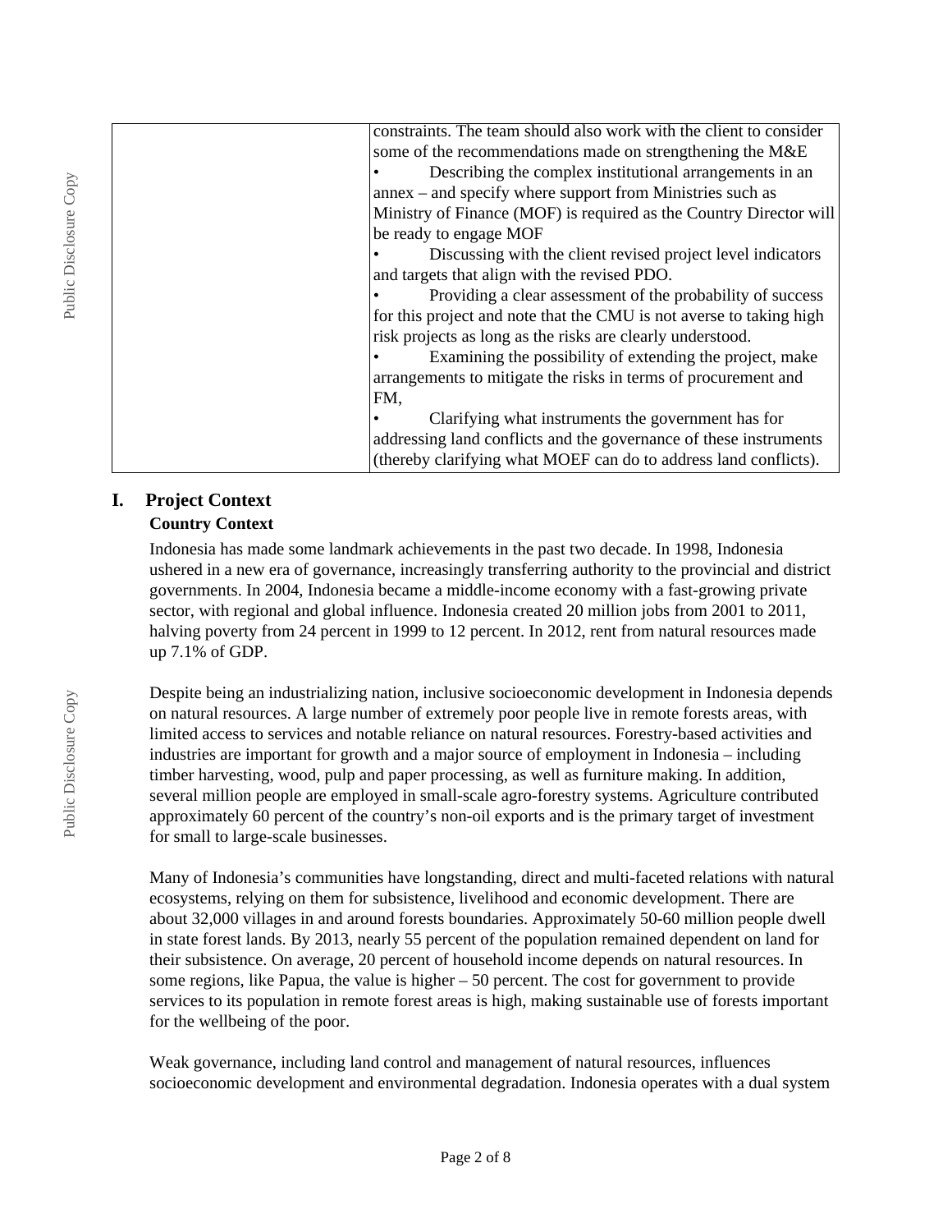| | constraints. The team should also work with the client to consider some of the recommendations made on strengthening the M&E<br>• Describing the complex institutional arrangements in an annex – and specify where support from Ministries such as Ministry of Finance (MOF) is required as the Country Director will be ready to engage MOF<br>• Discussing with the client revised project level indicators and targets that align with the revised PDO.<br>• Providing a clear assessment of the probability of success for this project and note that the CMU is not averse to taking high risk projects as long as the risks are clearly understood.<br>• Examining the possibility of extending the project, make arrangements to mitigate the risks in terms of procurement and FM,<br>• Clarifying what instruments the government has for addressing land conflicts and the governance of these instruments (thereby clarifying what MOEF can do to address land conflicts). |
|---|---|

# I. Project Context

## Country Context

Indonesia has made some landmark achievements in the past two decade. In 1998, Indonesia ushered in a new era of governance, increasingly transferring authority to the provincial and district governments. In 2004, Indonesia became a middle-income economy with a fast-growing private sector, with regional and global influence. Indonesia created 20 million jobs from 2001 to 2011, halving poverty from 24 percent in 1999 to 12 percent. In 2012, rent from natural resources made up 7.1% of GDP.

Despite being an industrializing nation, inclusive socioeconomic development in Indonesia depends on natural resources. A large number of extremely poor people live in remote forests areas, with limited access to services and notable reliance on natural resources. Forestry-based activities and industries are important for growth and a major source of employment in Indonesia – including timber harvesting, wood, pulp and paper processing, as well as furniture making. In addition, several million people are employed in small-scale agro-forestry systems. Agriculture contributed approximately 60 percent of the country's non-oil exports and is the primary target of investment for small to large-scale businesses.

Many of Indonesia's communities have longstanding, direct and multi-faceted relations with natural ecosystems, relying on them for subsistence, livelihood and economic development. There are about 32,000 villages in and around forests boundaries. Approximately 50-60 million people dwell in state forest lands. By 2013, nearly 55 percent of the population remained dependent on land for their subsistence. On average, 20 percent of household income depends on natural resources. In some regions, like Papua, the value is higher – 50 percent. The cost for government to provide services to its population in remote forest areas is high, making sustainable use of forests important for the wellbeing of the poor.

Weak governance, including land control and management of natural resources, influences socioeconomic development and environmental degradation. Indonesia operates with a dual system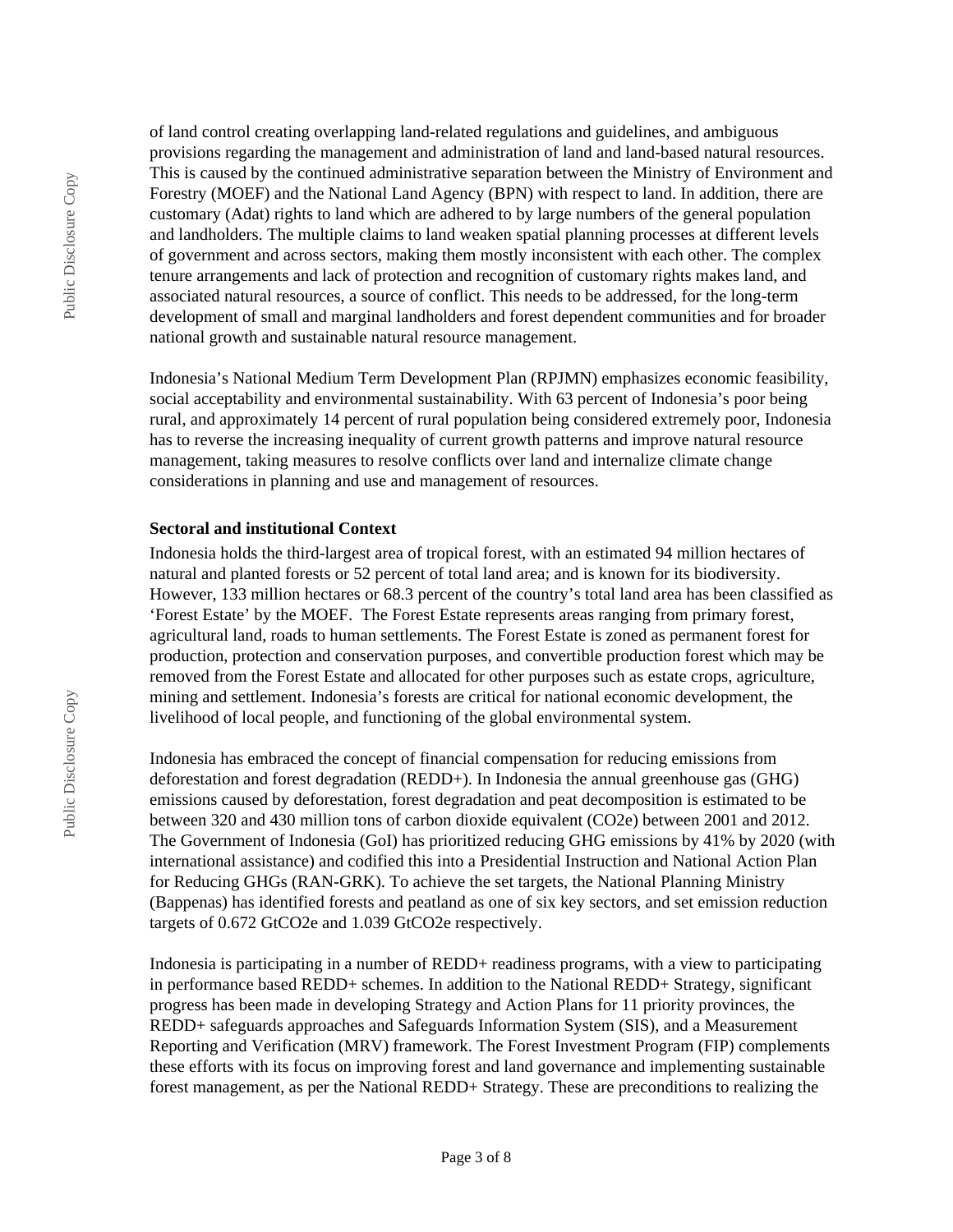of land control creating overlapping land-related regulations and guidelines, and ambiguous provisions regarding the management and administration of land and land-based natural resources. This is caused by the continued administrative separation between the Ministry of Environment and Forestry (MOEF) and the National Land Agency (BPN) with respect to land. In addition, there are customary (Adat) rights to land which are adhered to by large numbers of the general population and landholders. The multiple claims to land weaken spatial planning processes at different levels of government and across sectors, making them mostly inconsistent with each other. The complex tenure arrangements and lack of protection and recognition of customary rights makes land, and associated natural resources, a source of conflict. This needs to be addressed, for the long-term development of small and marginal landholders and forest dependent communities and for broader national growth and sustainable natural resource management.

Indonesia's National Medium Term Development Plan (RPJMN) emphasizes economic feasibility, social acceptability and environmental sustainability. With 63 percent of Indonesia's poor being rural, and approximately 14 percent of rural population being considered extremely poor, Indonesia has to reverse the increasing inequality of current growth patterns and improve natural resource management, taking measures to resolve conflicts over land and internalize climate change considerations in planning and use and management of resources.

**Sectoral and institutional Context**

Indonesia holds the third-largest area of tropical forest, with an estimated 94 million hectares of natural and planted forests or 52 percent of total land area; and is known for its biodiversity. However, 133 million hectares or 68.3 percent of the country's total land area has been classified as 'Forest Estate' by the MOEF. The Forest Estate represents areas ranging from primary forest, agricultural land, roads to human settlements. The Forest Estate is zoned as permanent forest for production, protection and conservation purposes, and convertible production forest which may be removed from the Forest Estate and allocated for other purposes such as estate crops, agriculture, mining and settlement. Indonesia's forests are critical for national economic development, the livelihood of local people, and functioning of the global environmental system.

Indonesia has embraced the concept of financial compensation for reducing emissions from deforestation and forest degradation (REDD+). In Indonesia the annual greenhouse gas (GHG) emissions caused by deforestation, forest degradation and peat decomposition is estimated to be between 320 and 430 million tons of carbon dioxide equivalent ($CO_2e$) between 2001 and 2012. The Government of Indonesia (GoI) has prioritized reducing GHG emissions by 41% by 2020 (with international assistance) and codified this into a Presidential Instruction and National Action Plan for Reducing GHGs (RAN-GRK). To achieve the set targets, the National Planning Ministry (Bappenas) has identified forests and peatland as one of six key sectors, and set emission reduction targets of 0.672 $GtCO_2e$ and 1.039 $GtCO_2e$ respectively.

Indonesia is participating in a number of REDD+ readiness programs, with a view to participating in performance based REDD+ schemes. In addition to the National REDD+ Strategy, significant progress has been made in developing Strategy and Action Plans for 11 priority provinces, the REDD+ safeguards approaches and Safeguards Information System (SIS), and a Measurement Reporting and Verification (MRV) framework. The Forest Investment Program (FIP) complements these efforts with its focus on improving forest and land governance and implementing sustainable forest management, as per the National REDD+ Strategy. These are preconditions to realizing the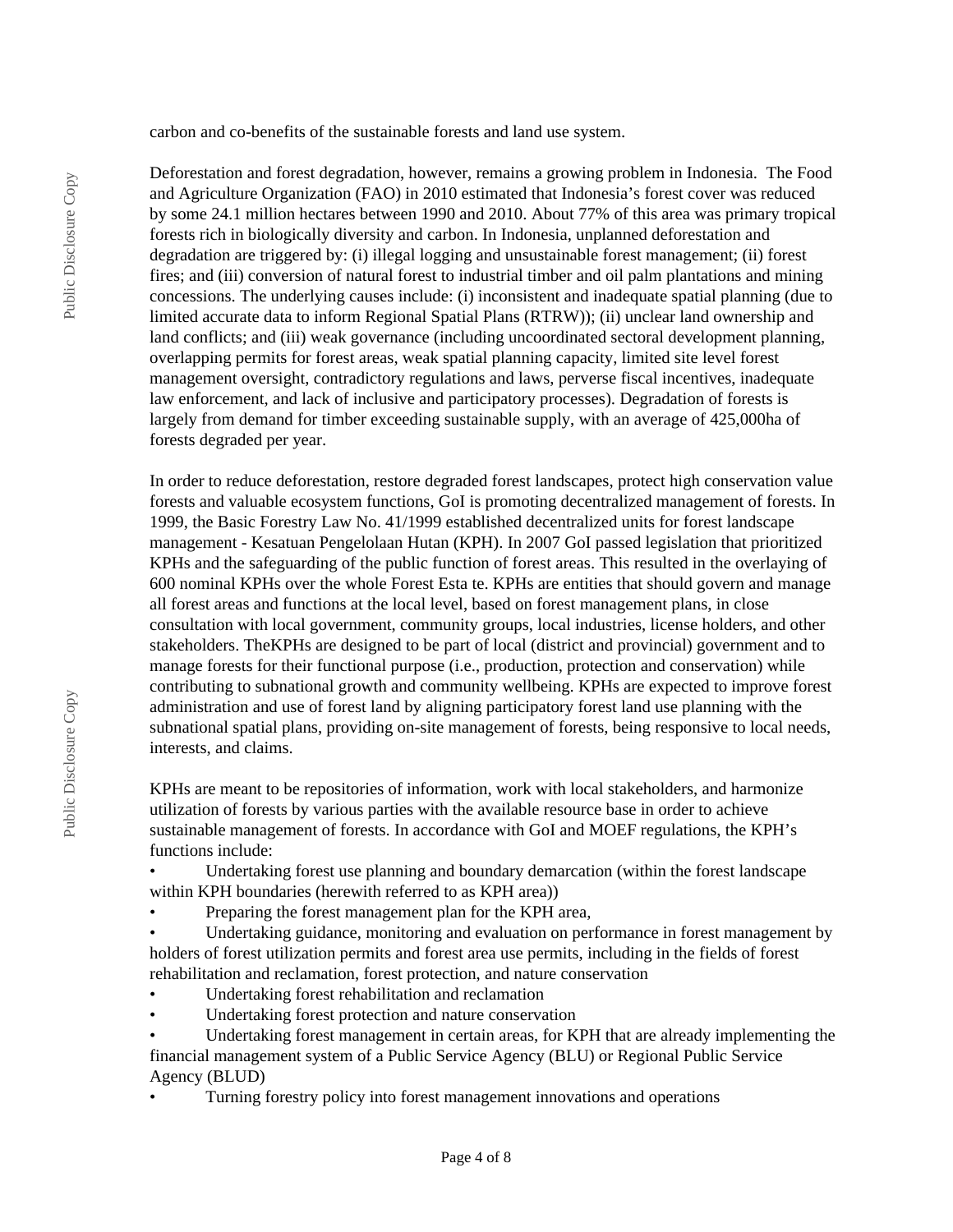carbon and co-benefits of the sustainable forests and land use system.

Deforestation and forest degradation, however, remains a growing problem in Indonesia. The Food and Agriculture Organization (FAO) in 2010 estimated that Indonesia's forest cover was reduced by some 24.1 million hectares between 1990 and 2010. About 77% of this area was primary tropical forests rich in biologically diversity and carbon. In Indonesia, unplanned deforestation and degradation are triggered by: (i) illegal logging and unsustainable forest management; (ii) forest fires; and (iii) conversion of natural forest to industrial timber and oil palm plantations and mining concessions. The underlying causes include: (i) inconsistent and inadequate spatial planning (due to limited accurate data to inform Regional Spatial Plans (RTRW)); (ii) unclear land ownership and land conflicts; and (iii) weak governance (including uncoordinated sectoral development planning, overlapping permits for forest areas, weak spatial planning capacity, limited site level forest management oversight, contradictory regulations and laws, perverse fiscal incentives, inadequate law enforcement, and lack of inclusive and participatory processes). Degradation of forests is largely from demand for timber exceeding sustainable supply, with an average of 425,000ha of forests degraded per year.

In order to reduce deforestation, restore degraded forest landscapes, protect high conservation value forests and valuable ecosystem functions, GoI is promoting decentralized management of forests. In 1999, the Basic Forestry Law No. 41/1999 established decentralized units for forest landscape management - Kesatuan Pengelolaan Hutan (KPH). In 2007 GoI passed legislation that prioritized KPHs and the safeguarding of the public function of forest areas. This resulted in the overlaying of 600 nominal KPHs over the whole Forest Esta te. KPHs are entities that should govern and manage all forest areas and functions at the local level, based on forest management plans, in close consultation with local government, community groups, local industries, license holders, and other stakeholders. TheKPHs are designed to be part of local (district and provincial) government and to manage forests for their functional purpose (i.e., production, protection and conservation) while contributing to subnational growth and community wellbeing. KPHs are expected to improve forest administration and use of forest land by aligning participatory forest land use planning with the subnational spatial plans, providing on-site management of forests, being responsive to local needs, interests, and claims.

KPHs are meant to be repositories of information, work with local stakeholders, and harmonize utilization of forests by various parties with the available resource base in order to achieve sustainable management of forests. In accordance with GoI and MOEF regulations, the KPH's functions include:

- Undertaking forest use planning and boundary demarcation (within the forest landscape within KPH boundaries (herewith referred to as KPH area))
- Preparing the forest management plan for the KPH area,
- Undertaking guidance, monitoring and evaluation on performance in forest management by holders of forest utilization permits and forest area use permits, including in the fields of forest rehabilitation and reclamation, forest protection, and nature conservation
- Undertaking forest rehabilitation and reclamation
- Undertaking forest protection and nature conservation
- Undertaking forest management in certain areas, for KPH that are already implementing the financial management system of a Public Service Agency (BLU) or Regional Public Service Agency (BLUD)
- Turning forestry policy into forest management innovations and operations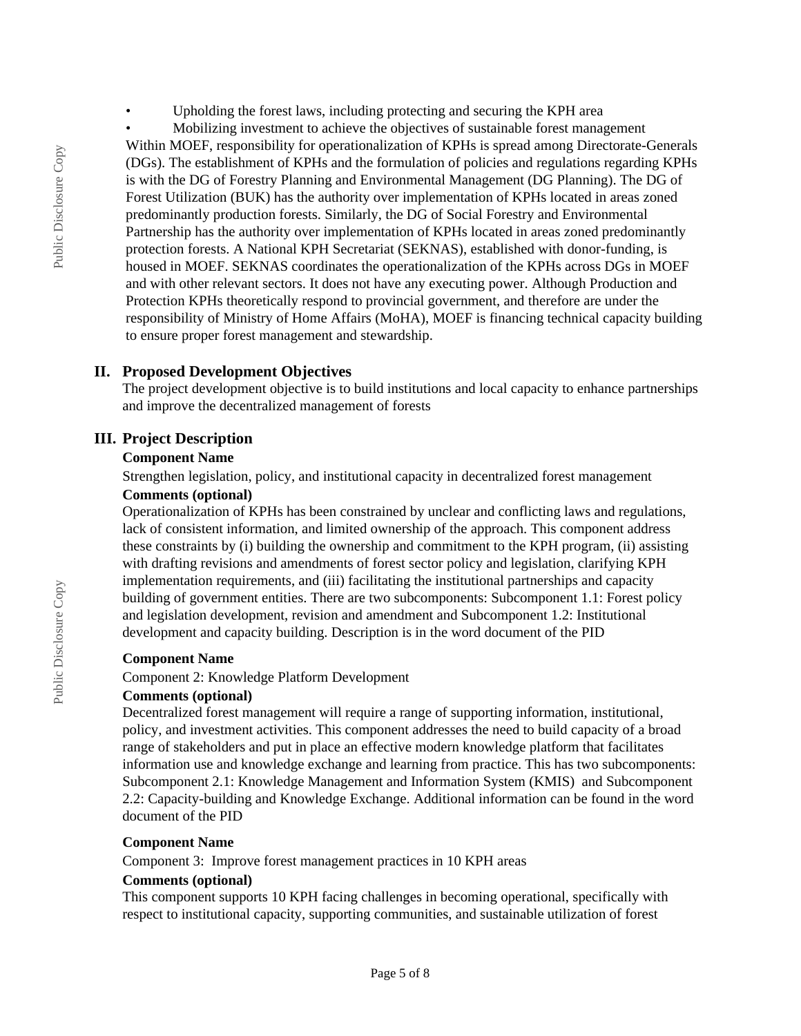- Upholding the forest laws, including protecting and securing the KPH area
- Mobilizing investment to achieve the objectives of sustainable forest management

Within MOEF, responsibility for operationalization of KPHs is spread among Directorate-Generals (DGs). The establishment of KPHs and the formulation of policies and regulations regarding KPHs is with the DG of Forestry Planning and Environmental Management (DG Planning). The DG of Forest Utilization (BUK) has the authority over implementation of KPHs located in areas zoned predominantly production forests. Similarly, the DG of Social Forestry and Environmental Partnership has the authority over implementation of KPHs located in areas zoned predominantly protection forests. A National KPH Secretariat (SEKNAS), established with donor-funding, is housed in MOEF. SEKNAS coordinates the operationalization of the KPHs across DGs in MOEF and with other relevant sectors. It does not have any executing power. Although Production and Protection KPHs theoretically respond to provincial government, and therefore are under the responsibility of Ministry of Home Affairs (MoHA), MOEF is financing technical capacity building to ensure proper forest management and stewardship.

## II. Proposed Development Objectives

The project development objective is to build institutions and local capacity to enhance partnerships and improve the decentralized management of forests

## III. Project Description

**Component Name**

Strengthen legislation, policy, and institutional capacity in decentralized forest management

**Comments (optional)**

Operationalization of KPHs has been constrained by unclear and conflicting laws and regulations, lack of consistent information, and limited ownership of the approach. This component address these constraints by (i) building the ownership and commitment to the KPH program, (ii) assisting with drafting revisions and amendments of forest sector policy and legislation, clarifying KPH implementation requirements, and (iii) facilitating the institutional partnerships and capacity building of government entities. There are two subcomponents: Subcomponent 1.1: Forest policy and legislation development, revision and amendment and Subcomponent 1.2: Institutional development and capacity building. Description is in the word document of the PID

**Component Name**

Component 2: Knowledge Platform Development

**Comments (optional)**

Decentralized forest management will require a range of supporting information, institutional, policy, and investment activities. This component addresses the need to build capacity of a broad range of stakeholders and put in place an effective modern knowledge platform that facilitates information use and knowledge exchange and learning from practice. This has two subcomponents: Subcomponent 2.1: Knowledge Management and Information System (KMIS) and Subcomponent 2.2: Capacity-building and Knowledge Exchange. Additional information can be found in the word document of the PID

**Component Name**

Component 3: Improve forest management practices in 10 KPH areas

**Comments (optional)**

This component supports 10 KPH facing challenges in becoming operational, specifically with respect to institutional capacity, supporting communities, and sustainable utilization of forest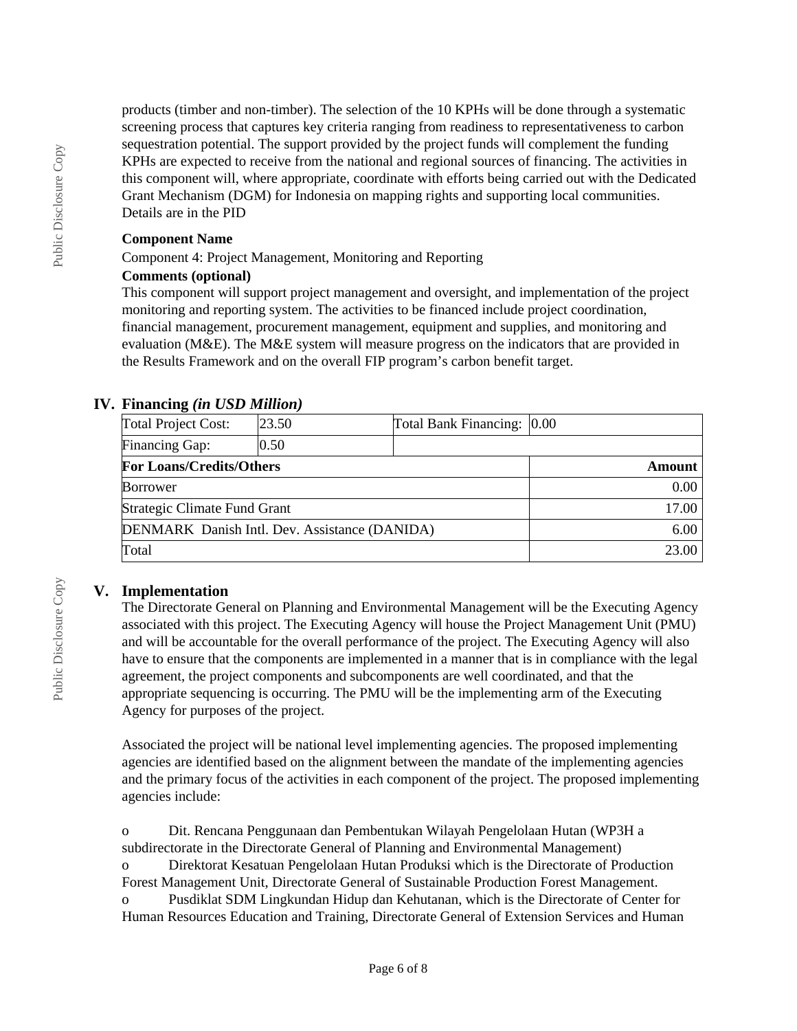products (timber and non-timber). The selection of the 10 KPHs will be done through a systematic screening process that captures key criteria ranging from readiness to representativeness to carbon sequestration potential. The support provided by the project funds will complement the funding KPHs are expected to receive from the national and regional sources of financing. The activities in this component will, where appropriate, coordinate with efforts being carried out with the Dedicated Grant Mechanism (DGM) for Indonesia on mapping rights and supporting local communities. Details are in the PID

**Component Name**

Component 4: Project Management, Monitoring and Reporting

**Comments (optional)**

This component will support project management and oversight, and implementation of the project monitoring and reporting system. The activities to be financed include project coordination, financial management, procurement management, equipment and supplies, and monitoring and evaluation (M&E). The M&E system will measure progress on the indicators that are provided in the Results Framework and on the overall FIP program's carbon benefit target.

## IV. Financing *(in USD Million)*

| Total Project Cost: | 23.50 | Total Bank Financing: | 0.00 |
|---|---|---|---|
| Financing Gap: | 0.50 | | |
| **For Loans/Credits/Others** | | | **Amount** |
| Borrower | | | 0.00 |
| Strategic Climate Fund Grant | | | 17.00 |
| DENMARK Danish Intl. Dev. Assistance (DANIDA) | | | 6.00 |
| Total | | | 23.00 |

## V. Implementation

The Directorate General on Planning and Environmental Management will be the Executing Agency associated with this project. The Executing Agency will house the Project Management Unit (PMU) and will be accountable for the overall performance of the project. The Executing Agency will also have to ensure that the components are implemented in a manner that is in compliance with the legal agreement, the project components and subcomponents are well coordinated, and that the appropriate sequencing is occurring. The PMU will be the implementing arm of the Executing Agency for purposes of the project.

Associated the project will be national level implementing agencies. The proposed implementing agencies are identified based on the alignment between the mandate of the implementing agencies and the primary focus of the activities in each component of the project. The proposed implementing agencies include:

o Dit. Rencana Penggunaan dan Pembentukan Wilayah Pengelolaan Hutan (WP3H a subdirectorate in the Directorate General of Planning and Environmental Management)
o Direktorat Kesatuan Pengelolaan Hutan Produksi which is the Directorate of Production Forest Management Unit, Directorate General of Sustainable Production Forest Management.
o Pusdiklat SDM Lingkundan Hidup dan Kehutanan, which is the Directorate of Center for Human Resources Education and Training, Directorate General of Extension Services and Human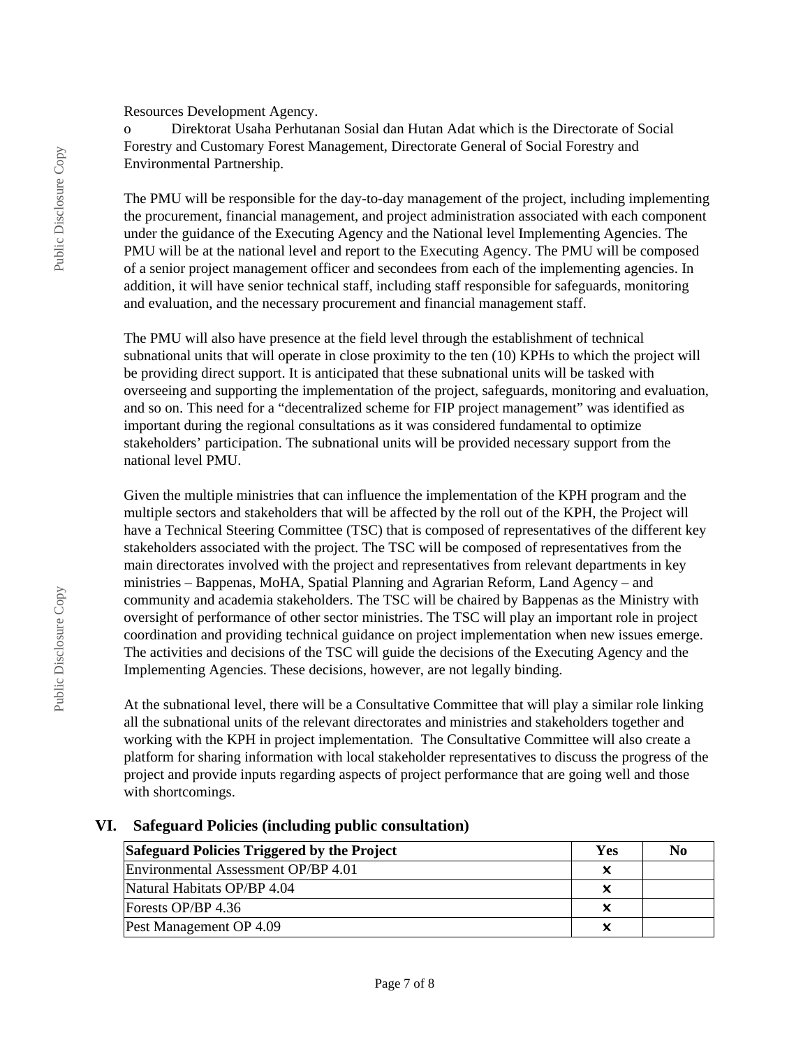Resources Development Agency.

o Direktorat Usaha Perhutanan Sosial dan Hutan Adat which is the Directorate of Social Forestry and Customary Forest Management, Directorate General of Social Forestry and Environmental Partnership.

The PMU will be responsible for the day-to-day management of the project, including implementing the procurement, financial management, and project administration associated with each component under the guidance of the Executing Agency and the National level Implementing Agencies. The PMU will be at the national level and report to the Executing Agency. The PMU will be composed of a senior project management officer and secondees from each of the implementing agencies. In addition, it will have senior technical staff, including staff responsible for safeguards, monitoring and evaluation, and the necessary procurement and financial management staff.

The PMU will also have presence at the field level through the establishment of technical subnational units that will operate in close proximity to the ten (10) KPHs to which the project will be providing direct support. It is anticipated that these subnational units will be tasked with overseeing and supporting the implementation of the project, safeguards, monitoring and evaluation, and so on. This need for a "decentralized scheme for FIP project management" was identified as important during the regional consultations as it was considered fundamental to optimize stakeholders' participation. The subnational units will be provided necessary support from the national level PMU.

Given the multiple ministries that can influence the implementation of the KPH program and the multiple sectors and stakeholders that will be affected by the roll out of the KPH, the Project will have a Technical Steering Committee (TSC) that is composed of representatives of the different key stakeholders associated with the project. The TSC will be composed of representatives from the main directorates involved with the project and representatives from relevant departments in key ministries – Bappenas, MoHA, Spatial Planning and Agrarian Reform, Land Agency – and community and academia stakeholders. The TSC will be chaired by Bappenas as the Ministry with oversight of performance of other sector ministries. The TSC will play an important role in project coordination and providing technical guidance on project implementation when new issues emerge. The activities and decisions of the TSC will guide the decisions of the Executing Agency and the Implementing Agencies. These decisions, however, are not legally binding.

At the subnational level, there will be a Consultative Committee that will play a similar role linking all the subnational units of the relevant directorates and ministries and stakeholders together and working with the KPH in project implementation. The Consultative Committee will also create a platform for sharing information with local stakeholder representatives to discuss the progress of the project and provide inputs regarding aspects of project performance that are going well and those with shortcomings.

## VI. Safeguard Policies (including public consultation)

| Safeguard Policies Triggered by the Project | Yes | No |
|---|---|---|
| Environmental Assessment OP/BP 4.01 | x | |
| Natural Habitats OP/BP 4.04 | x | |
| Forests OP/BP 4.36 | x | |
| Pest Management OP 4.09 | x | |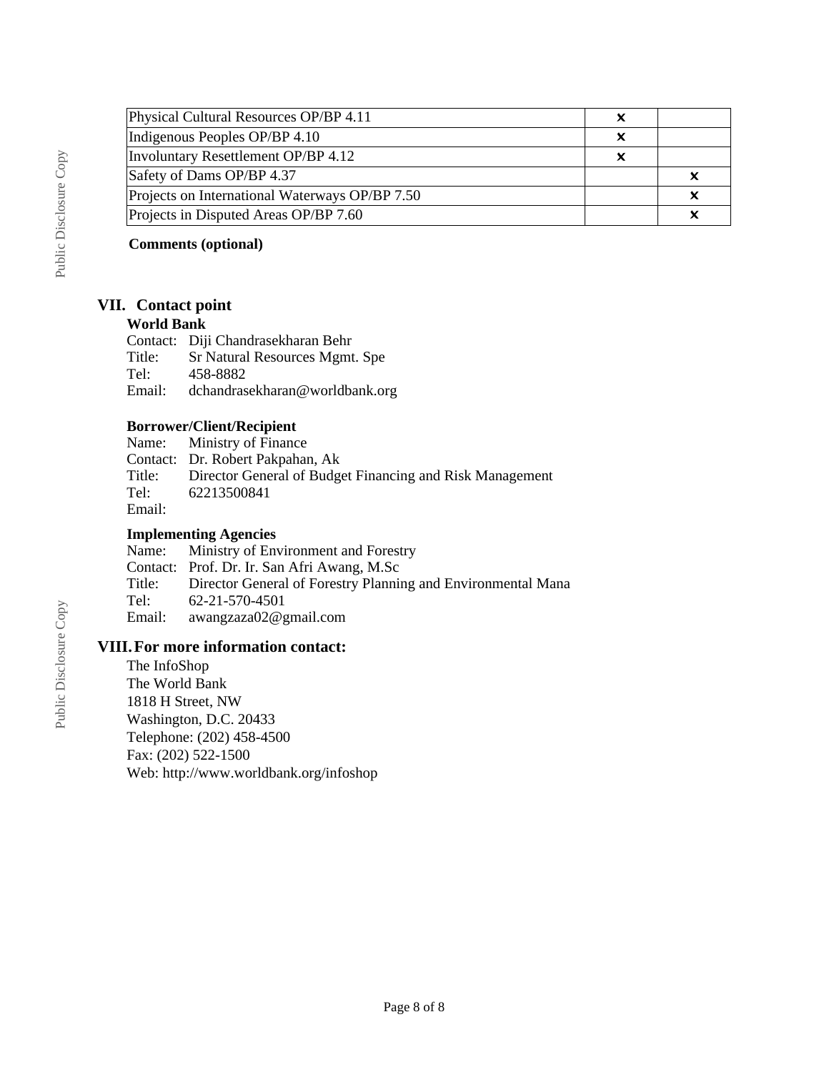| | | |
|---|---|---|
| Physical Cultural Resources OP/BP 4.11 | x | |
| Indigenous Peoples OP/BP 4.10 | x | |
| Involuntary Resettlement OP/BP 4.12 | x | |
| Safety of Dams OP/BP 4.37 | | x |
| Projects on International Waterways OP/BP 7.50 | | x |
| Projects in Disputed Areas OP/BP 7.60 | | x |

**Comments (optional)**

## VII. Contact point

**World Bank**

Contact: Diji Chandrasekharan Behr
Title: Sr Natural Resources Mgmt. Spe
Tel: 458-8882
Email: dchandrasekharan@worldbank.org

**Borrower/Client/Recipient**

Name: Ministry of Finance
Contact: Dr. Robert Pakpahan, Ak
Title: Director General of Budget Financing and Risk Management
Tel: 62213500841
Email:

**Implementing Agencies**

Name: Ministry of Environment and Forestry
Contact: Prof. Dr. Ir. San Afri Awang, M.Sc
Title: Director General of Forestry Planning and Environmental Mana
Tel: 62-21-570-4501
Email: awangzaza02@gmail.com

## VIII. For more information contact:

The InfoShop
The World Bank
1818 H Street, NW
Washington, D.C. 20433
Telephone: (202) 458-4500
Fax: (202) 522-1500
Web: http://www.worldbank.org/infoshop